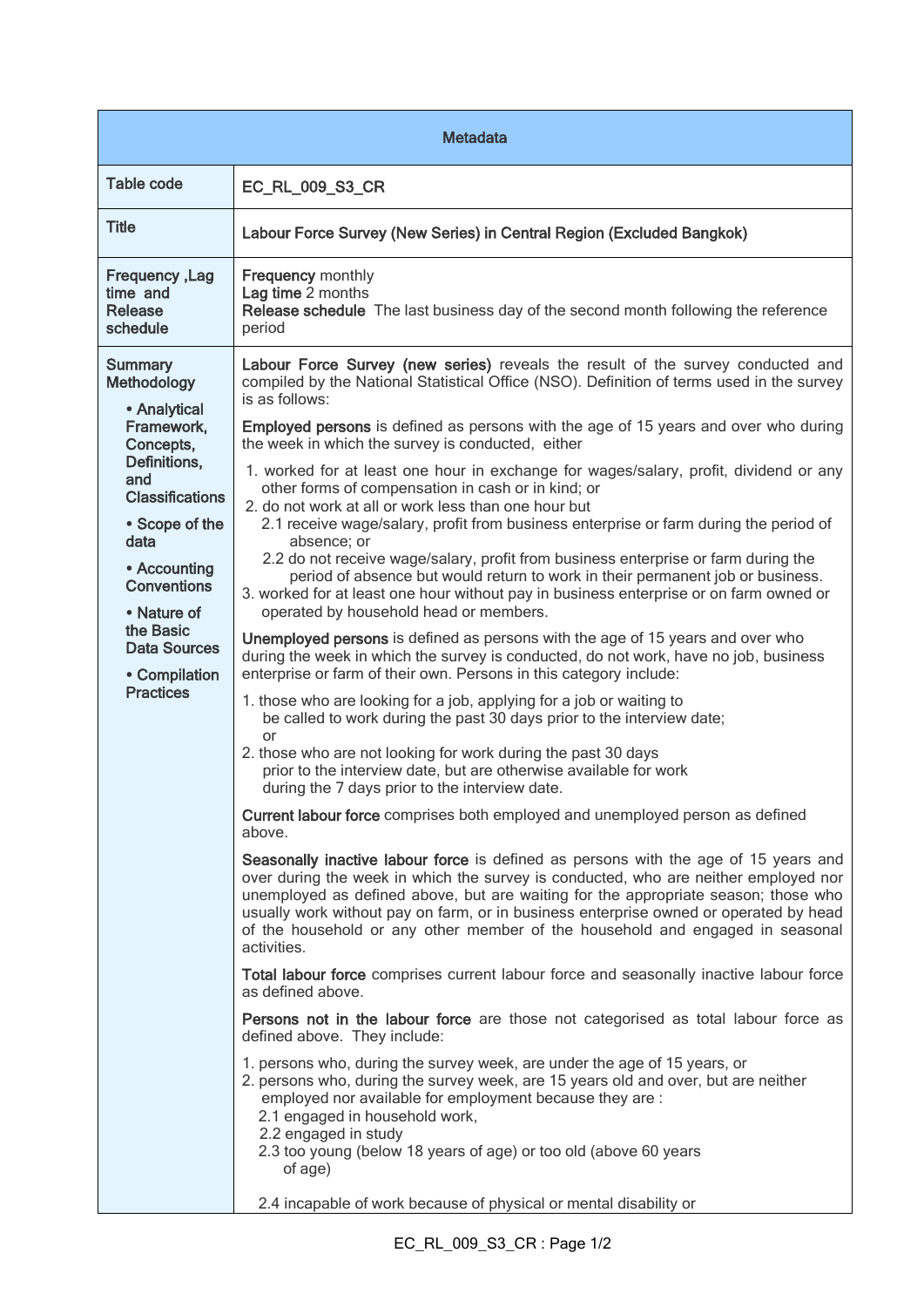| Metadata | |
|---|---|
| Table code | **EC_RL_009_S3_CR** |
| Title | **Labour Force Survey (New Series) in Central Region (Excluded Bangkok)** |
| Frequency ,Lag time and Release schedule | **Frequency** monthly<br>**Lag time** 2 months<br>**Release schedule** The last business day of the second month following the reference period |
| Summary Methodology<br><br>• Analytical Framework, Concepts, Definitions, and Classifications<br><br>• Scope of the data<br><br>• Accounting Conventions<br><br>• Nature of the Basic Data Sources<br><br>• Compilation Practices | **Labour Force Survey (new series)** reveals the result of the survey conducted and compiled by the National Statistical Office (NSO). Definition of terms used in the survey is as follows:<br><br>**Employed persons** is defined as persons with the age of 15 years and over who during the week in which the survey is conducted, either<br><br>1. worked for at least one hour in exchange for wages/salary, profit, dividend or any other forms of compensation in cash or in kind; or<br>2. do not work at all or work less than one hour but<br>2.1 receive wage/salary, profit from business enterprise or farm during the period of absence; or<br>2.2 do not receive wage/salary, profit from business enterprise or farm during the period of absence but would return to work in their permanent job or business.<br>3. worked for at least one hour without pay in business enterprise or on farm owned or operated by household head or members.<br><br>**Unemployed persons** is defined as persons with the age of 15 years and over who during the week in which the survey is conducted, do not work, have no job, business enterprise or farm of their own. Persons in this category include:<br><br>1. those who are looking for a job, applying for a job or waiting to be called to work during the past 30 days prior to the interview date; or<br>2. those who are not looking for work during the past 30 days prior to the interview date, but are otherwise available for work during the 7 days prior to the interview date.<br><br>**Current labour force** comprises both employed and unemployed person as defined above.<br><br>**Seasonally inactive labour force** is defined as persons with the age of 15 years and over during the week in which the survey is conducted, who are neither employed nor unemployed as defined above, but are waiting for the appropriate season; those who usually work without pay on farm, or in business enterprise owned or operated by head of the household or any other member of the household and engaged in seasonal activities.<br><br>**Total labour force** comprises current labour force and seasonally inactive labour force as defined above.<br><br>**Persons not in the labour force** are those not categorised as total labour force as defined above. They include:<br><br>1. persons who, during the survey week, are under the age of 15 years, or<br>2. persons who, during the survey week, are 15 years old and over, but are neither employed nor available for employment because they are :<br>2.1 engaged in household work,<br>2.2 engaged in study<br>2.3 too young (below 18 years of age) or too old (above 60 years of age)<br><br>2.4 incapable of work because of physical or mental disability or |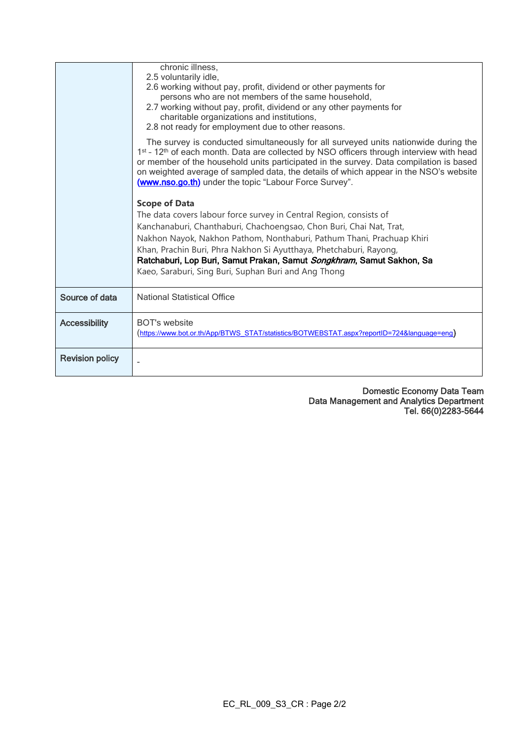| | |
|---|---|
| | chronic illness,<br>2.5 voluntarily idle,<br>2.6 working without pay, profit, dividend or other payments for persons who are not members of the same household,<br>2.7 working without pay, profit, dividend or any other payments for charitable organizations and institutions,<br>2.8 not ready for employment due to other reasons.<br><br>The survey is conducted simultaneously for all surveyed units nationwide during the 1st - 12th of each month. Data are collected by NSO officers through interview with head or member of the household units participated in the survey. Data compilation is based on weighted average of sampled data, the details of which appear in the NSO's website **(www.nso.go.th)** under the topic "Labour Force Survey".<br><br>**Scope of Data**<br>The data covers labour force survey in Central Region, consists of Kanchanaburi, Chanthaburi, Chachoengsao, Chon Buri, Chai Nat, Trat, Nakhon Nayok, Nakhon Pathom, Nonthaburi, Pathum Thani, Prachuap Khiri Khan, Prachin Buri, Phra Nakhon Si Ayutthaya, Phetchaburi, Rayong, Ratchaburi, Lop Buri, Samut Prakan, Samut *Songkhram*, Samut Sakhon, Sa Kaeo, Saraburi, Sing Buri, Suphan Buri and Ang Thong |
| **Source of data** | National Statistical Office |
| **Accessibility** | BOT's website<br>(https://www.bot.or.th/App/BTWS_STAT/statistics/BOTWEBSTAT.aspx?reportID=724&language=eng) |
| **Revision policy** | - |

Domestic Economy Data Team
Data Management and Analytics Department
Tel. 66(0)2283-5644